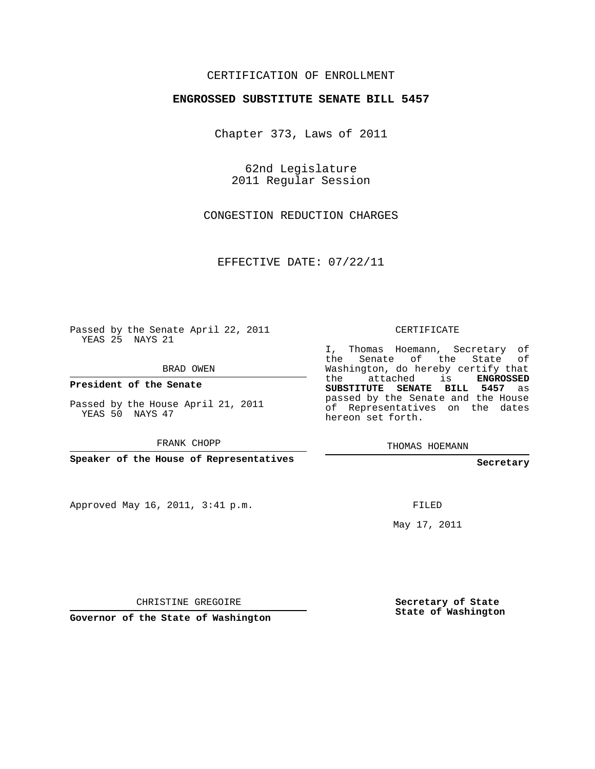CERTIFICATION OF ENROLLMENT

**ENGROSSED SUBSTITUTE SENATE BILL 5457**

Chapter 373, Laws of 2011

62nd Legislature
2011 Regular Session

CONGESTION REDUCTION CHARGES

EFFECTIVE DATE: 07/22/11

Passed by the Senate April 22, 2011
YEAS 25 NAYS 21

BRAD OWEN

**President of the Senate**

Passed by the House April 21, 2011
YEAS 50 NAYS 47

FRANK CHOPP

**Speaker of the House of Representatives**

Approved May 16, 2011, 3:41 p.m.

CHRISTINE GREGOIRE

**Governor of the State of Washington**

CERTIFICATE

I, Thomas Hoemann, Secretary of the Senate of the State of Washington, do hereby certify that the attached is **ENGROSSED SUBSTITUTE SENATE BILL 5457** as passed by the Senate and the House of Representatives on the dates hereon set forth.

THOMAS HOEMANN

**Secretary**

FILED

May 17, 2011

**Secretary of State**
**State of Washington**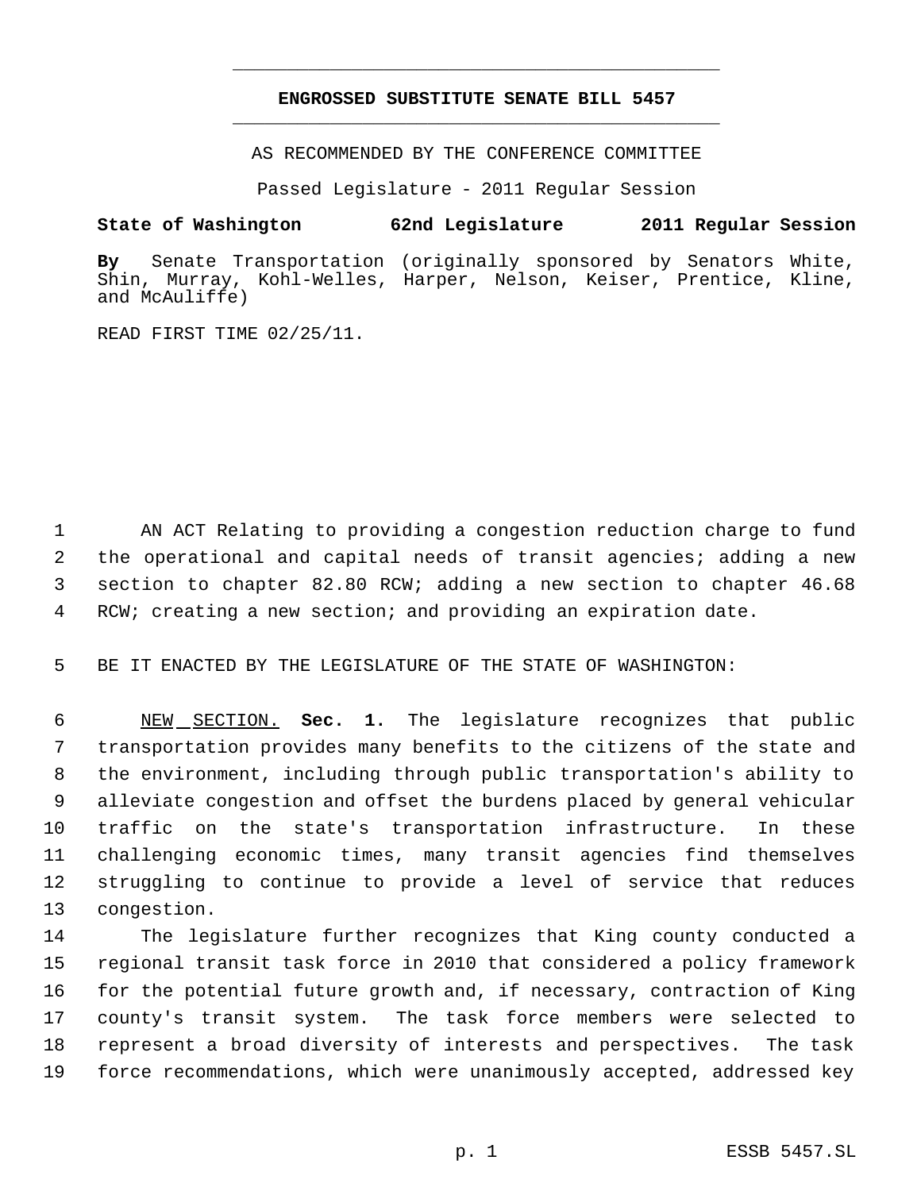**ENGROSSED SUBSTITUTE SENATE BILL 5457**

AS RECOMMENDED BY THE CONFERENCE COMMITTEE

Passed Legislature - 2011 Regular Session

**State of Washington 62nd Legislature 2011 Regular Session**

**By** Senate Transportation (originally sponsored by Senators White, Shin, Murray, Kohl-Welles, Harper, Nelson, Keiser, Prentice, Kline, and McAuliffe)

READ FIRST TIME 02/25/11.

AN ACT Relating to providing a congestion reduction charge to fund the operational and capital needs of transit agencies; adding a new section to chapter 82.80 RCW; adding a new section to chapter 46.68 RCW; creating a new section; and providing an expiration date.

BE IT ENACTED BY THE LEGISLATURE OF THE STATE OF WASHINGTON:

NEW SECTION. **Sec. 1.** The legislature recognizes that public transportation provides many benefits to the citizens of the state and the environment, including through public transportation's ability to alleviate congestion and offset the burdens placed by general vehicular traffic on the state's transportation infrastructure. In these challenging economic times, many transit agencies find themselves struggling to continue to provide a level of service that reduces congestion.

The legislature further recognizes that King county conducted a regional transit task force in 2010 that considered a policy framework for the potential future growth and, if necessary, contraction of King county's transit system. The task force members were selected to represent a broad diversity of interests and perspectives. The task force recommendations, which were unanimously accepted, addressed key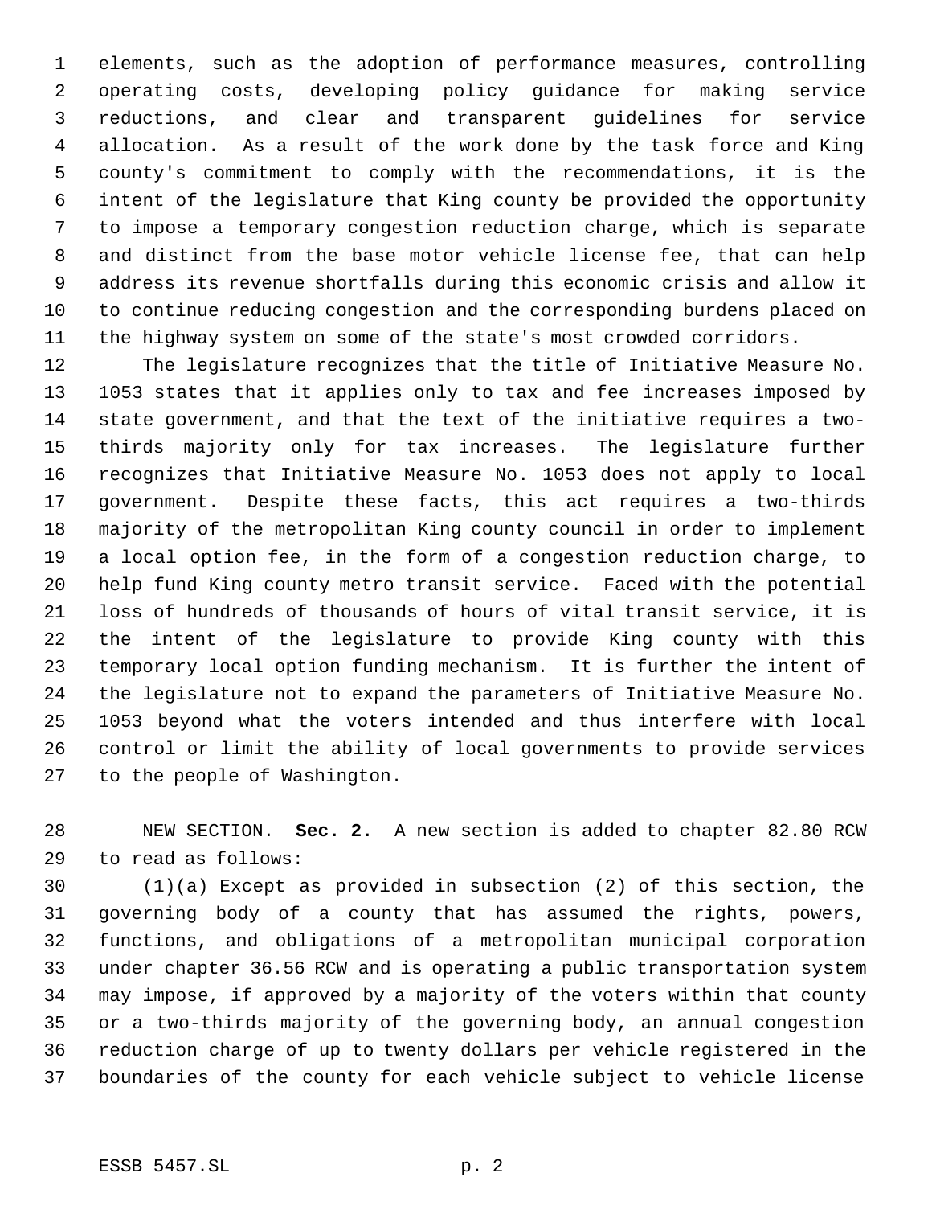elements, such as the adoption of performance measures, controlling operating costs, developing policy guidance for making service reductions, and clear and transparent guidelines for service allocation. As a result of the work done by the task force and King county's commitment to comply with the recommendations, it is the intent of the legislature that King county be provided the opportunity to impose a temporary congestion reduction charge, which is separate and distinct from the base motor vehicle license fee, that can help address its revenue shortfalls during this economic crisis and allow it to continue reducing congestion and the corresponding burdens placed on the highway system on some of the state's most crowded corridors.

The legislature recognizes that the title of Initiative Measure No. 1053 states that it applies only to tax and fee increases imposed by state government, and that the text of the initiative requires a two-thirds majority only for tax increases. The legislature further recognizes that Initiative Measure No. 1053 does not apply to local government. Despite these facts, this act requires a two-thirds majority of the metropolitan King county council in order to implement a local option fee, in the form of a congestion reduction charge, to help fund King county metro transit service. Faced with the potential loss of hundreds of thousands of hours of vital transit service, it is the intent of the legislature to provide King county with this temporary local option funding mechanism. It is further the intent of the legislature not to expand the parameters of Initiative Measure No. 1053 beyond what the voters intended and thus interfere with local control or limit the ability of local governments to provide services to the people of Washington.

NEW SECTION. **Sec. 2.** A new section is added to chapter 82.80 RCW to read as follows:

(1)(a) Except as provided in subsection (2) of this section, the governing body of a county that has assumed the rights, powers, functions, and obligations of a metropolitan municipal corporation under chapter 36.56 RCW and is operating a public transportation system may impose, if approved by a majority of the voters within that county or a two-thirds majority of the governing body, an annual congestion reduction charge of up to twenty dollars per vehicle registered in the boundaries of the county for each vehicle subject to vehicle license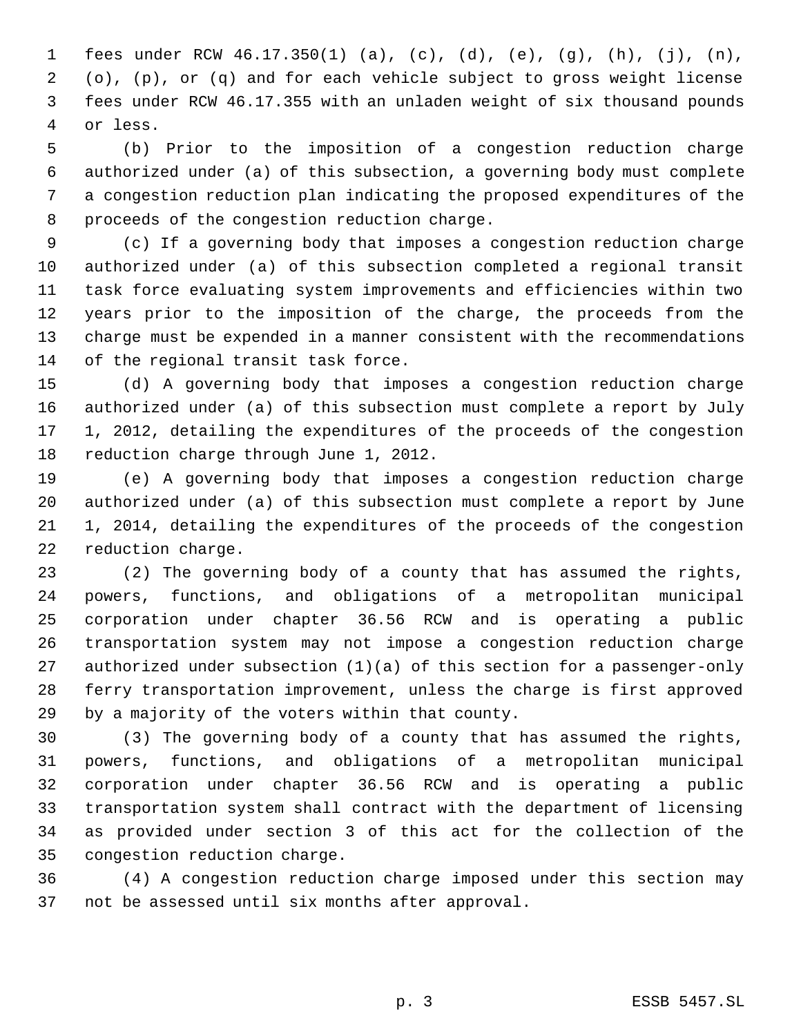fees under RCW 46.17.350(1) (a), (c), (d), (e), (g), (h), (j), (n), (o), (p), or (q) and for each vehicle subject to gross weight license fees under RCW 46.17.355 with an unladen weight of six thousand pounds or less.

(b) Prior to the imposition of a congestion reduction charge authorized under (a) of this subsection, a governing body must complete a congestion reduction plan indicating the proposed expenditures of the proceeds of the congestion reduction charge.

(c) If a governing body that imposes a congestion reduction charge authorized under (a) of this subsection completed a regional transit task force evaluating system improvements and efficiencies within two years prior to the imposition of the charge, the proceeds from the charge must be expended in a manner consistent with the recommendations of the regional transit task force.

(d) A governing body that imposes a congestion reduction charge authorized under (a) of this subsection must complete a report by July 1, 2012, detailing the expenditures of the proceeds of the congestion reduction charge through June 1, 2012.

(e) A governing body that imposes a congestion reduction charge authorized under (a) of this subsection must complete a report by June 1, 2014, detailing the expenditures of the proceeds of the congestion reduction charge.

(2) The governing body of a county that has assumed the rights, powers, functions, and obligations of a metropolitan municipal corporation under chapter 36.56 RCW and is operating a public transportation system may not impose a congestion reduction charge authorized under subsection (1)(a) of this section for a passenger-only ferry transportation improvement, unless the charge is first approved by a majority of the voters within that county.

(3) The governing body of a county that has assumed the rights, powers, functions, and obligations of a metropolitan municipal corporation under chapter 36.56 RCW and is operating a public transportation system shall contract with the department of licensing as provided under section 3 of this act for the collection of the congestion reduction charge.

(4) A congestion reduction charge imposed under this section may not be assessed until six months after approval.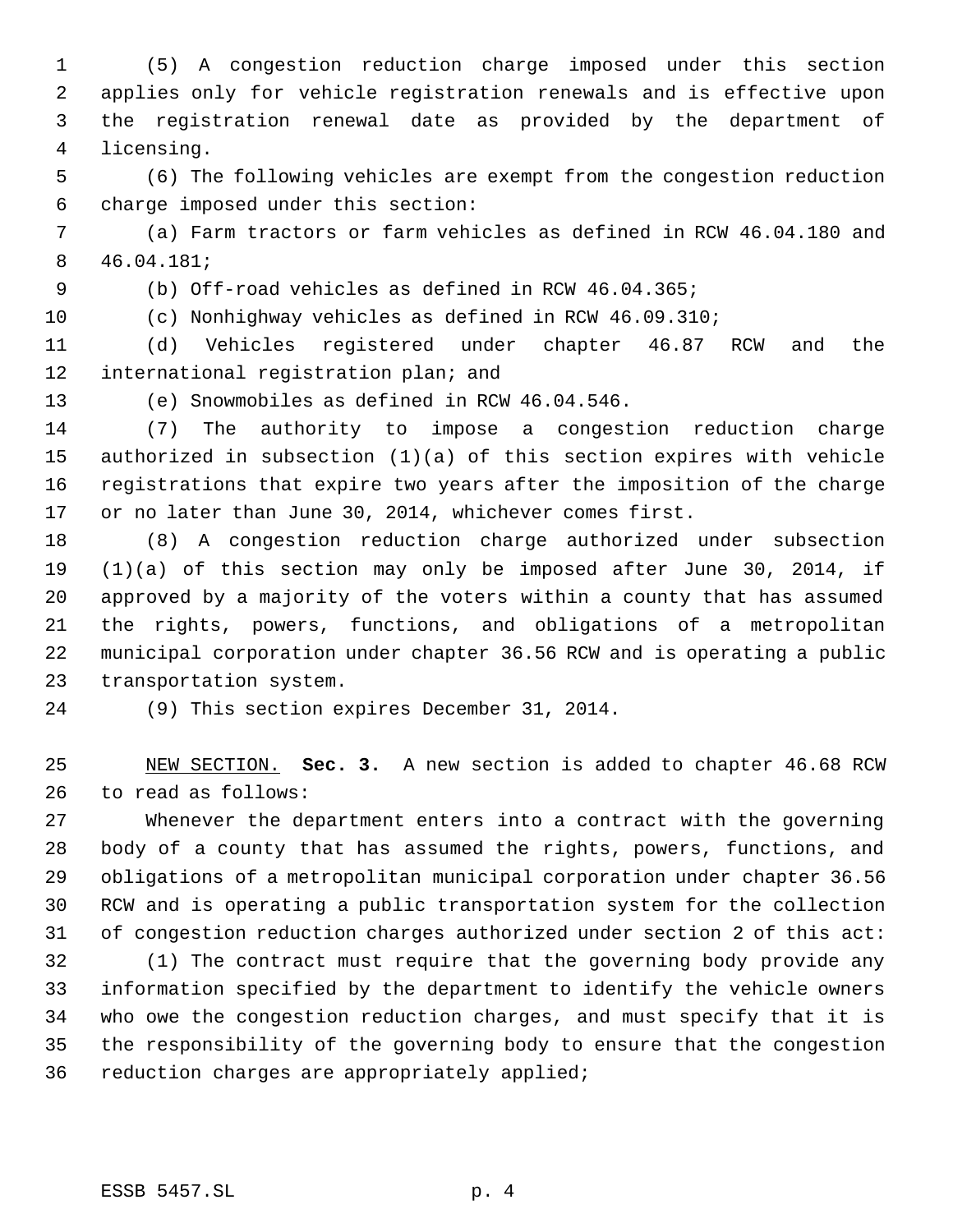(5) A congestion reduction charge imposed under this section applies only for vehicle registration renewals and is effective upon the registration renewal date as provided by the department of licensing.

(6) The following vehicles are exempt from the congestion reduction charge imposed under this section:

(a) Farm tractors or farm vehicles as defined in RCW 46.04.180 and 46.04.181;

(b) Off-road vehicles as defined in RCW 46.04.365;

(c) Nonhighway vehicles as defined in RCW 46.09.310;

(d) Vehicles registered under chapter 46.87 RCW and the international registration plan; and

(e) Snowmobiles as defined in RCW 46.04.546.

(7) The authority to impose a congestion reduction charge authorized in subsection (1)(a) of this section expires with vehicle registrations that expire two years after the imposition of the charge or no later than June 30, 2014, whichever comes first.

(8) A congestion reduction charge authorized under subsection (1)(a) of this section may only be imposed after June 30, 2014, if approved by a majority of the voters within a county that has assumed the rights, powers, functions, and obligations of a metropolitan municipal corporation under chapter 36.56 RCW and is operating a public transportation system.

(9) This section expires December 31, 2014.

NEW SECTION. **Sec. 3.** A new section is added to chapter 46.68 RCW to read as follows:

Whenever the department enters into a contract with the governing body of a county that has assumed the rights, powers, functions, and obligations of a metropolitan municipal corporation under chapter 36.56 RCW and is operating a public transportation system for the collection of congestion reduction charges authorized under section 2 of this act:

(1) The contract must require that the governing body provide any information specified by the department to identify the vehicle owners who owe the congestion reduction charges, and must specify that it is the responsibility of the governing body to ensure that the congestion reduction charges are appropriately applied;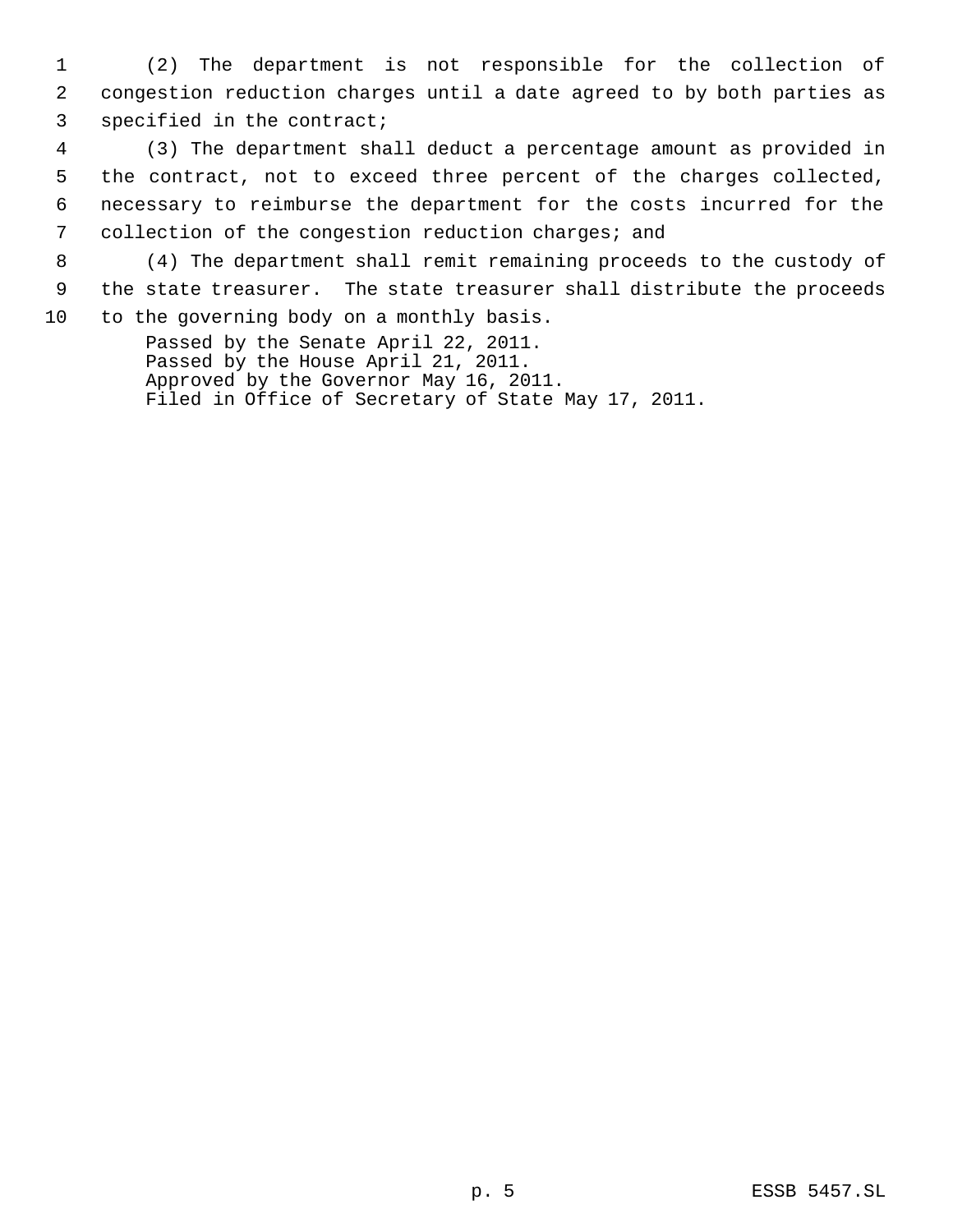(2) The department is not responsible for the collection of congestion reduction charges until a date agreed to by both parties as specified in the contract;

(3) The department shall deduct a percentage amount as provided in the contract, not to exceed three percent of the charges collected, necessary to reimburse the department for the costs incurred for the collection of the congestion reduction charges; and

(4) The department shall remit remaining proceeds to the custody of the state treasurer. The state treasurer shall distribute the proceeds to the governing body on a monthly basis.

Passed by the Senate April 22, 2011.
Passed by the House April 21, 2011.
Approved by the Governor May 16, 2011.
Filed in Office of Secretary of State May 17, 2011.